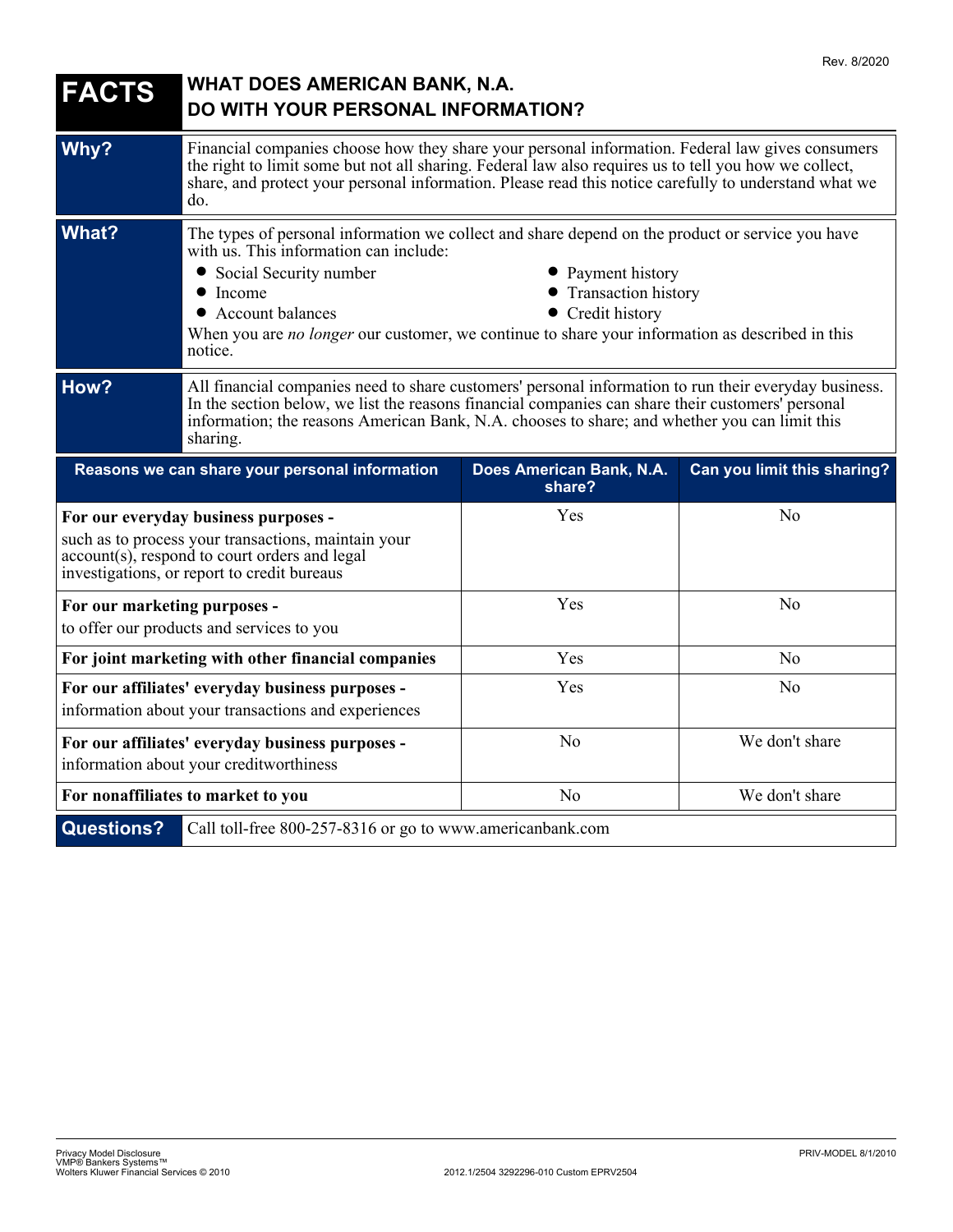Rev. 8/2020

# FACTS — WHAT DOES AMERICAN BANK, N.A. DO WITH YOUR PERSONAL INFORMATION?

**Why?**

Financial companies choose how they share your personal information. Federal law gives consumers the right to limit some but not all sharing. Federal law also requires us to tell you how we collect, share, and protect your personal information. Please read this notice carefully to understand what we do.

**What?**

The types of personal information we collect and share depend on the product or service you have with us. This information can include:

- Social Security number
- Income
- Account balances
- Payment history
- Transaction history
- Credit history

When you are *no longer* our customer, we continue to share your information as described in this notice.

**How?**

All financial companies need to share customers' personal information to run their everyday business. In the section below, we list the reasons financial companies can share their customers' personal information; the reasons American Bank, N.A. chooses to share; and whether you can limit this sharing.

| Reasons we can share your personal information | Does American Bank, N.A. share? | Can you limit this sharing? |
|---|---|---|
| **For our everyday business purposes -** such as to process your transactions, maintain your account(s), respond to court orders and legal investigations, or report to credit bureaus | Yes | No |
| **For our marketing purposes -** to offer our products and services to you | Yes | No |
| **For joint marketing with other financial companies** | Yes | No |
| **For our affiliates' everyday business purposes -** information about your transactions and experiences | Yes | No |
| **For our affiliates' everyday business purposes -** information about your creditworthiness | No | We don't share |
| **For nonaffiliates to market to you** | No | We don't share |

**Questions?** Call toll-free 800-257-8316 or go to www.americanbank.com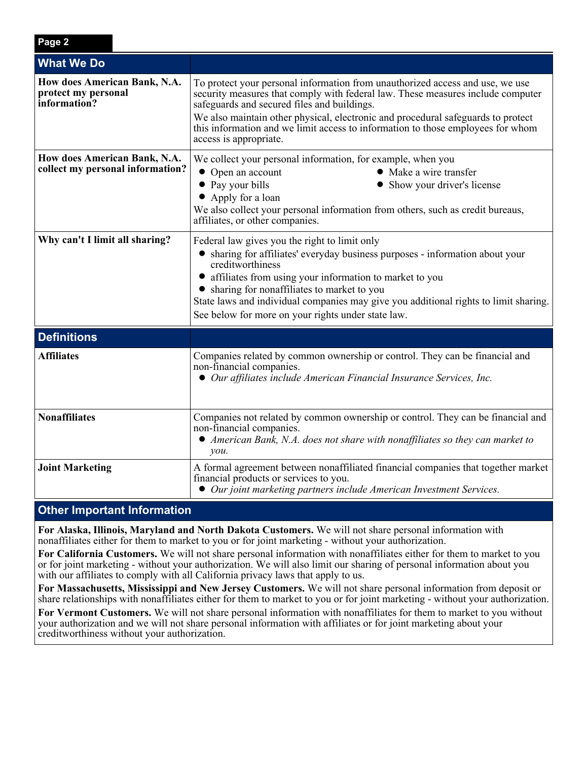| What We Do | |
|---|---|
| **How does American Bank, N.A. protect my personal information?** | To protect your personal information from unauthorized access and use, we use security measures that comply with federal law. These measures include computer safeguards and secured files and buildings.<br>We also maintain other physical, electronic and procedural safeguards to protect this information and we limit access to information to those employees for whom access is appropriate. |
| **How does American Bank, N.A. collect my personal information?** | We collect your personal information, for example, when you<br>• Open an account<br>• Pay your bills<br>• Apply for a loan<br>• Make a wire transfer<br>• Show your driver's license<br>We also collect your personal information from others, such as credit bureaus, affiliates, or other companies. |
| **Why can't I limit all sharing?** | Federal law gives you the right to limit only<br>• sharing for affiliates' everyday business purposes - information about your creditworthiness<br>• affiliates from using your information to market to you<br>• sharing for nonaffiliates to market to you<br>State laws and individual companies may give you additional rights to limit sharing.<br>See below for more on your rights under state law. |

| Definitions | |
|---|---|
| **Affiliates** | Companies related by common ownership or control. They can be financial and non-financial companies.<br>• *Our affiliates include American Financial Insurance Services, Inc.* |
| **Nonaffiliates** | Companies not related by common ownership or control. They can be financial and non-financial companies.<br>• *American Bank, N.A. does not share with nonaffiliates so they can market to you.* |
| **Joint Marketing** | A formal agreement between nonaffiliated financial companies that together market financial products or services to you.<br>• *Our joint marketing partners include American Investment Services.* |

## Other Important Information

**For Alaska, Illinois, Maryland and North Dakota Customers.** We will not share personal information with nonaffiliates either for them to market to you or for joint marketing - without your authorization.

**For California Customers.** We will not share personal information with nonaffiliates either for them to market to you or for joint marketing - without your authorization. We will also limit our sharing of personal information about you with our affiliates to comply with all California privacy laws that apply to us.

**For Massachusetts, Mississippi and New Jersey Customers.** We will not share personal information from deposit or share relationships with nonaffiliates either for them to market to you or for joint marketing - without your authorization.

**For Vermont Customers.** We will not share personal information with nonaffiliates for them to market to you without your authorization and we will not share personal information with affiliates or for joint marketing about your creditworthiness without your authorization.